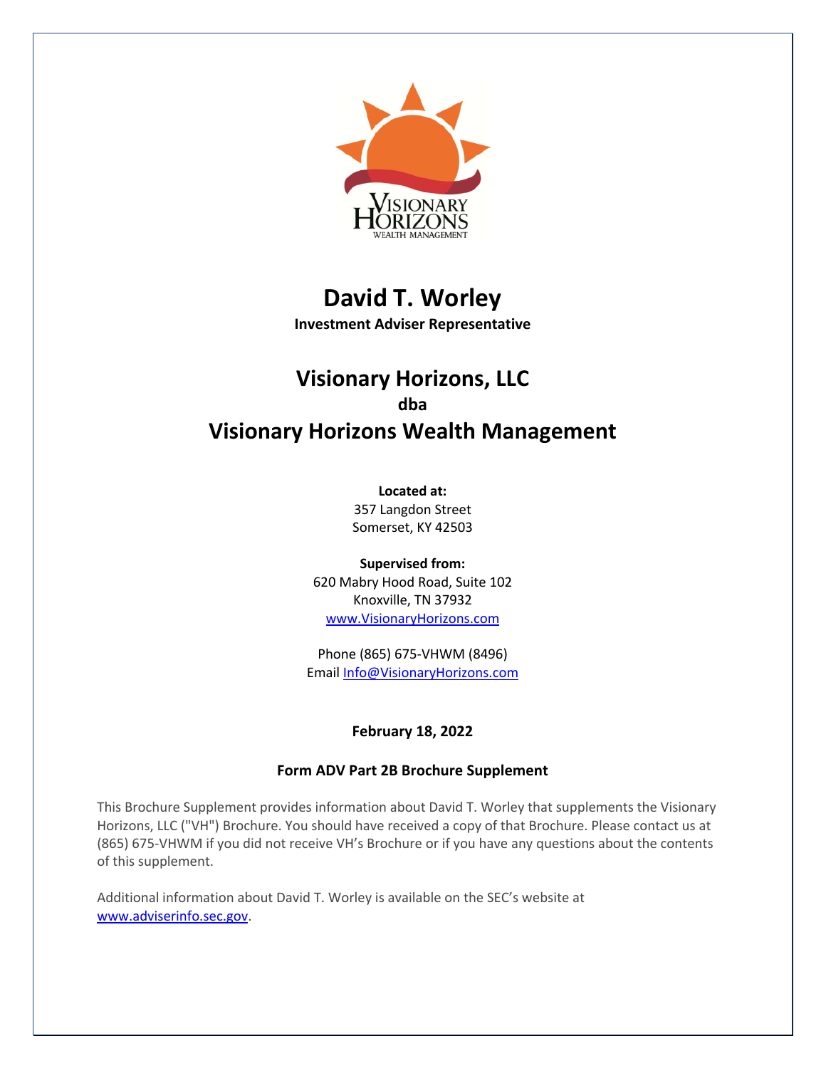# David T. Worley

**Investment Adviser Representative**

## Visionary Horizons, LLC

**dba**

## Visionary Horizons Wealth Management

**Located at:**
357 Langdon Street
Somerset, KY 42503

**Supervised from:**
620 Mabry Hood Road, Suite 102
Knoxville, TN 37932
www.VisionaryHorizons.com

Phone (865) 675-VHWM (8496)
Email Info@VisionaryHorizons.com

**February 18, 2022**

**Form ADV Part 2B Brochure Supplement**

This Brochure Supplement provides information about David T. Worley that supplements the Visionary Horizons, LLC ("VH") Brochure. You should have received a copy of that Brochure. Please contact us at (865) 675-VHWM if you did not receive VH's Brochure or if you have any questions about the contents of this supplement.

Additional information about David T. Worley is available on the SEC's website at www.adviserinfo.sec.gov.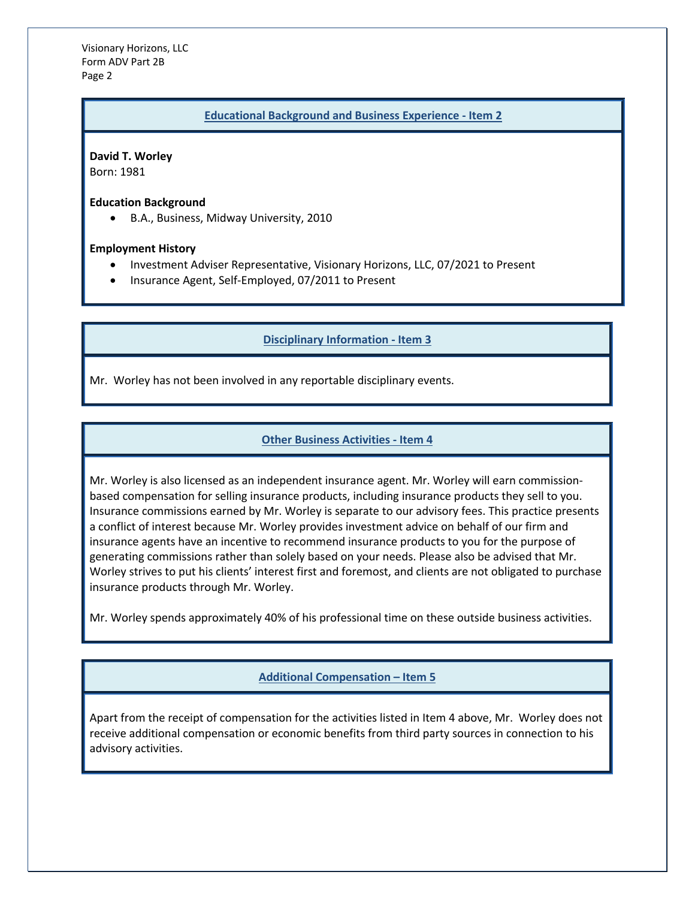## Educational Background and Business Experience - Item 2

**David T. Worley**
Born: 1981

**Education Background**

- B.A., Business, Midway University, 2010

**Employment History**

- Investment Adviser Representative, Visionary Horizons, LLC, 07/2021 to Present
- Insurance Agent, Self-Employed, 07/2011 to Present

## Disciplinary Information - Item 3

Mr. Worley has not been involved in any reportable disciplinary events.

## Other Business Activities - Item 4

Mr. Worley is also licensed as an independent insurance agent. Mr. Worley will earn commission-based compensation for selling insurance products, including insurance products they sell to you. Insurance commissions earned by Mr. Worley is separate to our advisory fees. This practice presents a conflict of interest because Mr. Worley provides investment advice on behalf of our firm and insurance agents have an incentive to recommend insurance products to you for the purpose of generating commissions rather than solely based on your needs. Please also be advised that Mr. Worley strives to put his clients' interest first and foremost, and clients are not obligated to purchase insurance products through Mr. Worley.

Mr. Worley spends approximately 40% of his professional time on these outside business activities.

## Additional Compensation – Item 5

Apart from the receipt of compensation for the activities listed in Item 4 above, Mr. Worley does not receive additional compensation or economic benefits from third party sources in connection to his advisory activities.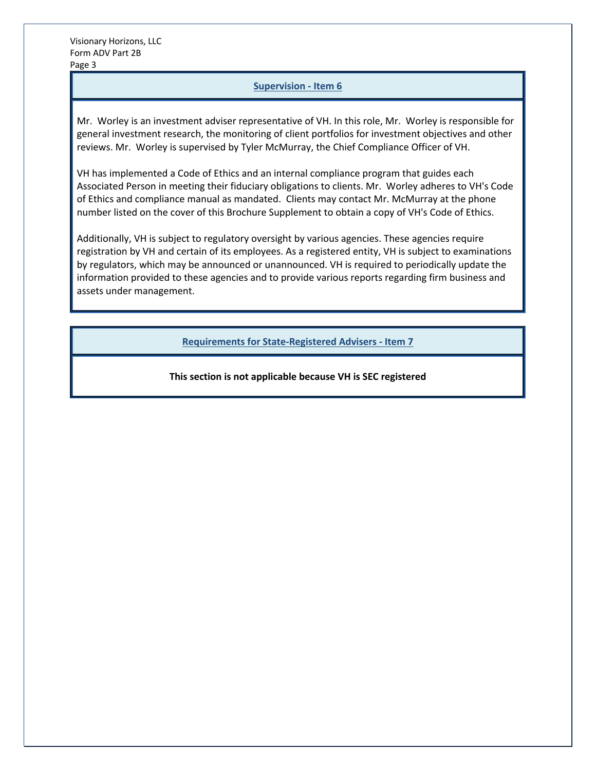## Supervision - Item 6

Mr. Worley is an investment adviser representative of VH. In this role, Mr. Worley is responsible for general investment research, the monitoring of client portfolios for investment objectives and other reviews. Mr. Worley is supervised by Tyler McMurray, the Chief Compliance Officer of VH.

VH has implemented a Code of Ethics and an internal compliance program that guides each Associated Person in meeting their fiduciary obligations to clients. Mr. Worley adheres to VH's Code of Ethics and compliance manual as mandated. Clients may contact Mr. McMurray at the phone number listed on the cover of this Brochure Supplement to obtain a copy of VH's Code of Ethics.

Additionally, VH is subject to regulatory oversight by various agencies. These agencies require registration by VH and certain of its employees. As a registered entity, VH is subject to examinations by regulators, which may be announced or unannounced. VH is required to periodically update the information provided to these agencies and to provide various reports regarding firm business and assets under management.

## Requirements for State-Registered Advisers - Item 7

**This section is not applicable because VH is SEC registered**